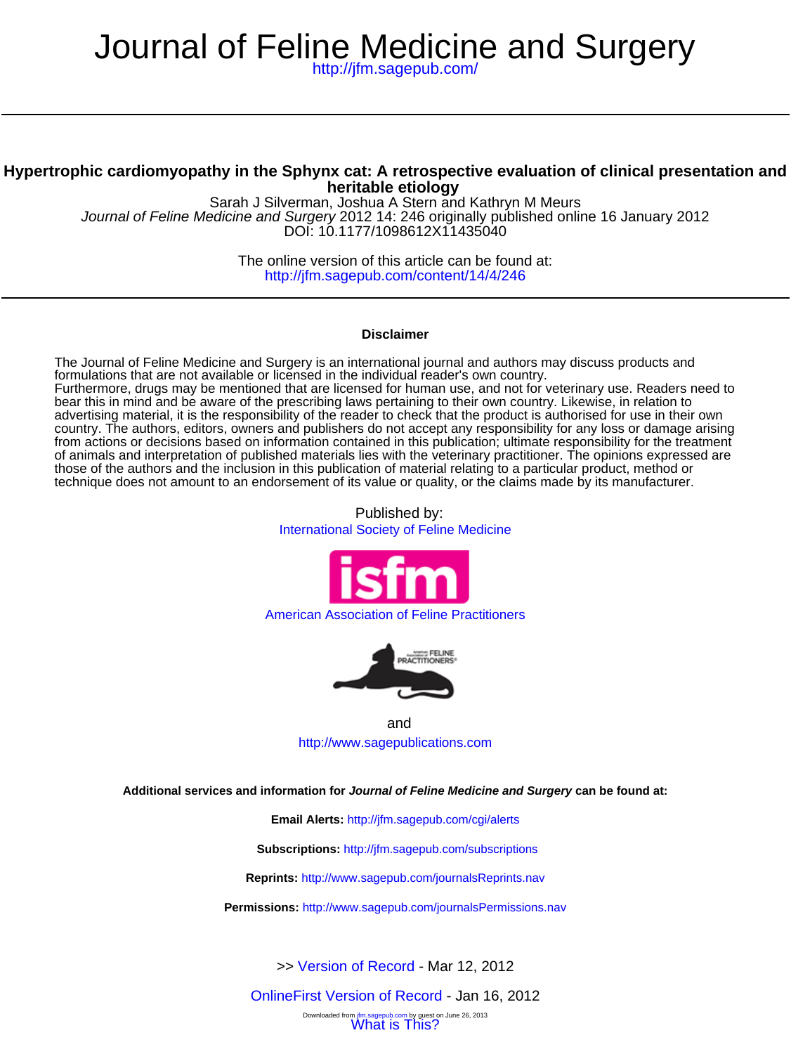# Journal of Feline Medicine and Surgery

http://jfm.sagepub.com/

## Hypertrophic cardiomyopathy in the Sphynx cat: A retrospective evaluation of clinical presentation and heritable etiology

Sarah J Silverman, Joshua A Stern and Kathryn M Meurs

*Journal of Feline Medicine and Surgery* 2012 14: 246 originally published online 16 January 2012

DOI: 10.1177/1098612X11435040

The online version of this article can be found at:

http://jfm.sagepub.com/content/14/4/246

**Disclaimer**

The Journal of Feline Medicine and Surgery is an international journal and authors may discuss products and formulations that are not available or licensed in the individual reader's own country.
Furthermore, drugs may be mentioned that are licensed for human use, and not for veterinary use. Readers need to bear this in mind and be aware of the prescribing laws pertaining to their own country. Likewise, in relation to advertising material, it is the responsibility of the reader to check that the product is authorised for use in their own country. The authors, editors, owners and publishers do not accept any responsibility for any loss or damage arising from actions or decisions based on information contained in this publication; ultimate responsibility for the treatment of animals and interpretation of published materials lies with the veterinary practitioner. The opinions expressed are those of the authors and the inclusion in this publication of material relating to a particular product, method or technique does not amount to an endorsement of its value or quality, or the claims made by its manufacturer.

Published by:

International Society of Feline Medicine

American Association of Feline Practitioners

and

http://www.sagepublications.com

**Additional services and information for *Journal of Feline Medicine and Surgery* can be found at:**

**Email Alerts:** http://jfm.sagepub.com/cgi/alerts

**Subscriptions:** http://jfm.sagepub.com/subscriptions

**Reprints:** http://www.sagepub.com/journalsReprints.nav

**Permissions:** http://www.sagepub.com/journalsPermissions.nav

>> Version of Record - Mar 12, 2012

OnlineFirst Version of Record - Jan 16, 2012

What is This?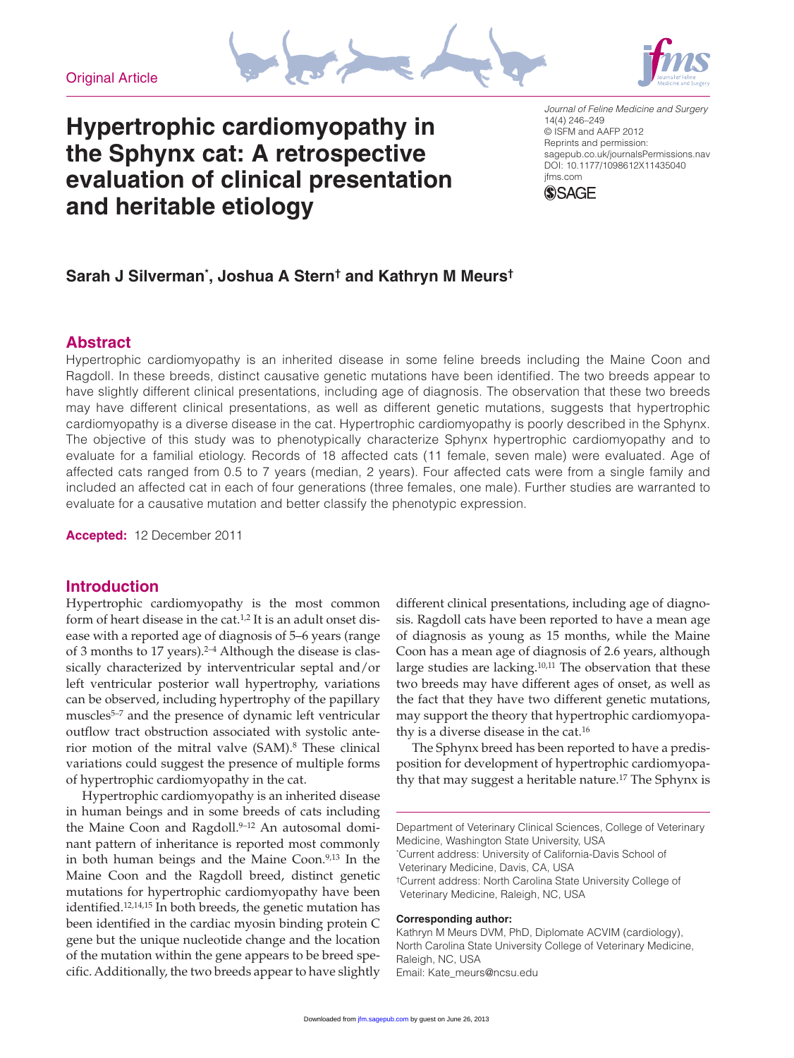Original Article

# Hypertrophic cardiomyopathy in the Sphynx cat: A retrospective evaluation of clinical presentation and heritable etiology

*Journal of Feline Medicine and Surgery*
14(4) 246–249
© ISFM and AAFP 2012
Reprints and permission:
sagepub.co.uk/journalsPermissions.nav
DOI: 10.1177/1098612X11435040
jfms.com

**Sarah J Silverman[*], Joshua A Stern[†] and Kathryn M Meurs[†]**

## Abstract

Hypertrophic cardiomyopathy is an inherited disease in some feline breeds including the Maine Coon and Ragdoll. In these breeds, distinct causative genetic mutations have been identified. The two breeds appear to have slightly different clinical presentations, including age of diagnosis. The observation that these two breeds may have different clinical presentations, as well as different genetic mutations, suggests that hypertrophic cardiomyopathy is a diverse disease in the cat. Hypertrophic cardiomyopathy is poorly described in the Sphynx. The objective of this study was to phenotypically characterize Sphynx hypertrophic cardiomyopathy and to evaluate for a familial etiology. Records of 18 affected cats (11 female, seven male) were evaluated. Age of affected cats ranged from 0.5 to 7 years (median, 2 years). Four affected cats were from a single family and included an affected cat in each of four generations (three females, one male). Further studies are warranted to evaluate for a causative mutation and better classify the phenotypic expression.

**Accepted:** 12 December 2011

## Introduction

Hypertrophic cardiomyopathy is the most common form of heart disease in the cat.[1,2] It is an adult onset disease with a reported age of diagnosis of 5–6 years (range of 3 months to 17 years).[2–4] Although the disease is classically characterized by interventricular septal and/or left ventricular posterior wall hypertrophy, variations can be observed, including hypertrophy of the papillary muscles[5–7] and the presence of dynamic left ventricular outflow tract obstruction associated with systolic anterior motion of the mitral valve (SAM).[8] These clinical variations could suggest the presence of multiple forms of hypertrophic cardiomyopathy in the cat.

Hypertrophic cardiomyopathy is an inherited disease in human beings and in some breeds of cats including the Maine Coon and Ragdoll.[9–12] An autosomal dominant pattern of inheritance is reported most commonly in both human beings and the Maine Coon.[9,13] In the Maine Coon and the Ragdoll breed, distinct genetic mutations for hypertrophic cardiomyopathy have been identified.[12,14,15] In both breeds, the genetic mutation has been identified in the cardiac myosin binding protein C gene but the unique nucleotide change and the location of the mutation within the gene appears to be breed specific. Additionally, the two breeds appear to have slightly different clinical presentations, including age of diagnosis. Ragdoll cats have been reported to have a mean age of diagnosis as young as 15 months, while the Maine Coon has a mean age of diagnosis of 2.6 years, although large studies are lacking.[10,11] The observation that these two breeds may have different ages of onset, as well as the fact that they have two different genetic mutations, may support the theory that hypertrophic cardiomyopathy is a diverse disease in the cat.[16]

The Sphynx breed has been reported to have a predisposition for development of hypertrophic cardiomyopathy that may suggest a heritable nature.[17] The Sphynx is

Department of Veterinary Clinical Sciences, College of Veterinary Medicine, Washington State University, USA
[*]Current address: University of California-Davis School of Veterinary Medicine, Davis, CA, USA
[†]Current address: North Carolina State University College of Veterinary Medicine, Raleigh, NC, USA

**Corresponding author:**
Kathryn M Meurs DVM, PhD, Diplomate ACVIM (cardiology), North Carolina State University College of Veterinary Medicine, Raleigh, NC, USA
Email: Kate_meurs@ncsu.edu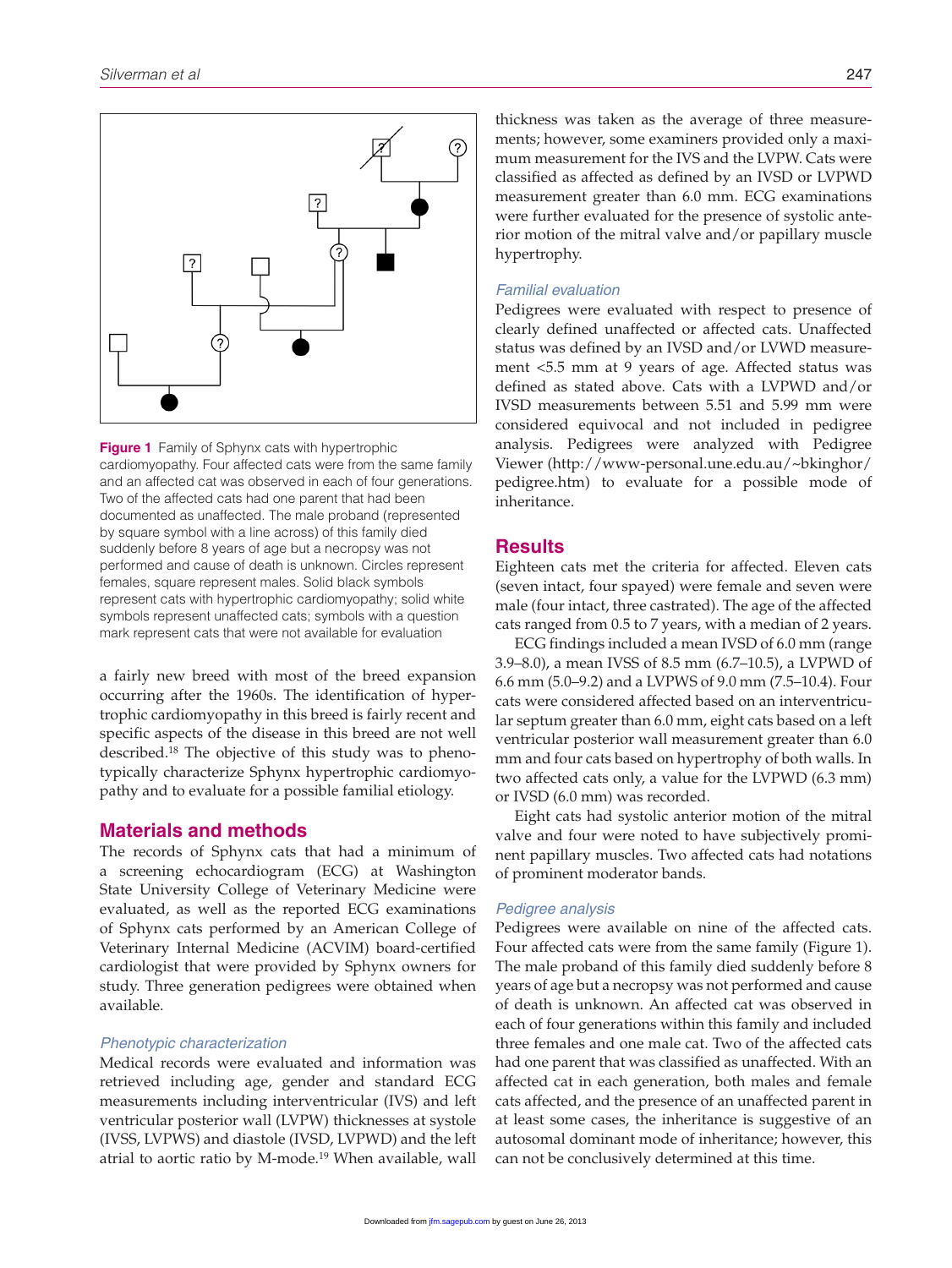**Figure 1** Family of Sphynx cats with hypertrophic cardiomyopathy. Four affected cats were from the same family and an affected cat was observed in each of four generations. Two of the affected cats had one parent that had been documented as unaffected. The male proband (represented by square symbol with a line across) of this family died suddenly before 8 years of age but a necropsy was not performed and cause of death is unknown. Circles represent females, square represent males. Solid black symbols represent cats with hypertrophic cardiomyopathy; solid white symbols represent unaffected cats; symbols with a question mark represent cats that were not available for evaluation

a fairly new breed with most of the breed expansion occurring after the 1960s. The identification of hypertrophic cardiomyopathy in this breed is fairly recent and specific aspects of the disease in this breed are not well described.[18] The objective of this study was to phenotypically characterize Sphynx hypertrophic cardiomyopathy and to evaluate for a possible familial etiology.

## Materials and methods

The records of Sphynx cats that had a minimum of a screening echocardiogram (ECG) at Washington State University College of Veterinary Medicine were evaluated, as well as the reported ECG examinations of Sphynx cats performed by an American College of Veterinary Internal Medicine (ACVIM) board-certified cardiologist that were provided by Sphynx owners for study. Three generation pedigrees were obtained when available.

### Phenotypic characterization

Medical records were evaluated and information was retrieved including age, gender and standard ECG measurements including interventricular (IVS) and left ventricular posterior wall (LVPW) thicknesses at systole (IVSS, LVPWS) and diastole (IVSD, LVPWD) and the left atrial to aortic ratio by M-mode.[19] When available, wall thickness was taken as the average of three measurements; however, some examiners provided only a maximum measurement for the IVS and the LVPW. Cats were classified as affected as defined by an IVSD or LVPWD measurement greater than 6.0 mm. ECG examinations were further evaluated for the presence of systolic anterior motion of the mitral valve and/or papillary muscle hypertrophy.

### Familial evaluation

Pedigrees were evaluated with respect to presence of clearly defined unaffected or affected cats. Unaffected status was defined by an IVSD and/or LVWD measurement <5.5 mm at 9 years of age. Affected status was defined as stated above. Cats with a LVPWD and/or IVSD measurements between 5.51 and 5.99 mm were considered equivocal and not included in pedigree analysis. Pedigrees were analyzed with Pedigree Viewer (http://www-personal.une.edu.au/~bkinghor/pedigree.htm) to evaluate for a possible mode of inheritance.

## Results

Eighteen cats met the criteria for affected. Eleven cats (seven intact, four spayed) were female and seven were male (four intact, three castrated). The age of the affected cats ranged from 0.5 to 7 years, with a median of 2 years.

ECG findings included a mean IVSD of 6.0 mm (range 3.9–8.0), a mean IVSS of 8.5 mm (6.7–10.5), a LVPWD of 6.6 mm (5.0–9.2) and a LVPWS of 9.0 mm (7.5–10.4). Four cats were considered affected based on an interventricular septum greater than 6.0 mm, eight cats based on a left ventricular posterior wall measurement greater than 6.0 mm and four cats based on hypertrophy of both walls. In two affected cats only, a value for the LVPWD (6.3 mm) or IVSD (6.0 mm) was recorded.

Eight cats had systolic anterior motion of the mitral valve and four were noted to have subjectively prominent papillary muscles. Two affected cats had notations of prominent moderator bands.

### Pedigree analysis

Pedigrees were available on nine of the affected cats. Four affected cats were from the same family (Figure 1). The male proband of this family died suddenly before 8 years of age but a necropsy was not performed and cause of death is unknown. An affected cat was observed in each of four generations within this family and included three females and one male cat. Two of the affected cats had one parent that was classified as unaffected. With an affected cat in each generation, both males and female cats affected, and the presence of an unaffected parent in at least some cases, the inheritance is suggestive of an autosomal dominant mode of inheritance; however, this can not be conclusively determined at this time.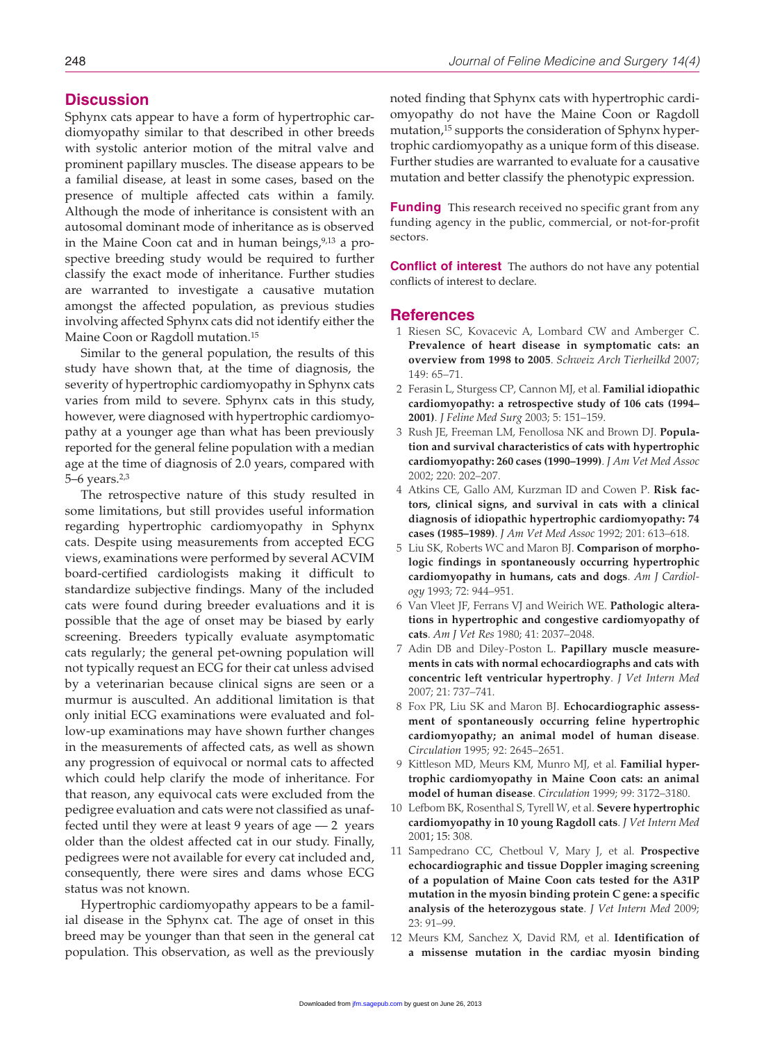## Discussion

Sphynx cats appear to have a form of hypertrophic cardiomyopathy similar to that described in other breeds with systolic anterior motion of the mitral valve and prominent papillary muscles. The disease appears to be a familial disease, at least in some cases, based on the presence of multiple affected cats within a family. Although the mode of inheritance is consistent with an autosomal dominant mode of inheritance as is observed in the Maine Coon cat and in human beings,[9,13] a prospective breeding study would be required to further classify the exact mode of inheritance. Further studies are warranted to investigate a causative mutation amongst the affected population, as previous studies involving affected Sphynx cats did not identify either the Maine Coon or Ragdoll mutation.[15]

Similar to the general population, the results of this study have shown that, at the time of diagnosis, the severity of hypertrophic cardiomyopathy in Sphynx cats varies from mild to severe. Sphynx cats in this study, however, were diagnosed with hypertrophic cardiomyopathy at a younger age than what has been previously reported for the general feline population with a median age at the time of diagnosis of 2.0 years, compared with 5–6 years.[2,3]

The retrospective nature of this study resulted in some limitations, but still provides useful information regarding hypertrophic cardiomyopathy in Sphynx cats. Despite using measurements from accepted ECG views, examinations were performed by several ACVIM board-certified cardiologists making it difficult to standardize subjective findings. Many of the included cats were found during breeder evaluations and it is possible that the age of onset may be biased by early screening. Breeders typically evaluate asymptomatic cats regularly; the general pet-owning population will not typically request an ECG for their cat unless advised by a veterinarian because clinical signs are seen or a murmur is ausculted. An additional limitation is that only initial ECG examinations were evaluated and follow-up examinations may have shown further changes in the measurements of affected cats, as well as shown any progression of equivocal or normal cats to affected which could help clarify the mode of inheritance. For that reason, any equivocal cats were excluded from the pedigree evaluation and cats were not classified as unaffected until they were at least 9 years of age — 2 years older than the oldest affected cat in our study. Finally, pedigrees were not available for every cat included and, consequently, there were sires and dams whose ECG status was not known.

Hypertrophic cardiomyopathy appears to be a familial disease in the Sphynx cat. The age of onset in this breed may be younger than that seen in the general cat population. This observation, as well as the previously noted finding that Sphynx cats with hypertrophic cardiomyopathy do not have the Maine Coon or Ragdoll mutation,[15] supports the consideration of Sphynx hypertrophic cardiomyopathy as a unique form of this disease. Further studies are warranted to evaluate for a causative mutation and better classify the phenotypic expression.

**Funding** This research received no specific grant from any funding agency in the public, commercial, or not-for-profit sectors.

**Conflict of interest** The authors do not have any potential conflicts of interest to declare.

## References

1. Riesen SC, Kovacevic A, Lombard CW and Amberger C. **Prevalence of heart disease in symptomatic cats: an overview from 1998 to 2005**. *Schweiz Arch Tierheilkd* 2007; 149: 65–71.
2. Ferasin L, Sturgess CP, Cannon MJ, et al. **Familial idiopathic cardiomyopathy: a retrospective study of 106 cats (1994–2001)**. *J Feline Med Surg* 2003; 5: 151–159.
3. Rush JE, Freeman LM, Fenollosa NK and Brown DJ. **Population and survival characteristics of cats with hypertrophic cardiomyopathy: 260 cases (1990–1999)**. *J Am Vet Med Assoc* 2002; 220: 202–207.
4. Atkins CE, Gallo AM, Kurzman ID and Cowen P. **Risk factors, clinical signs, and survival in cats with a clinical diagnosis of idiopathic hypertrophic cardiomyopathy: 74 cases (1985–1989)**. *J Am Vet Med Assoc* 1992; 201: 613–618.
5. Liu SK, Roberts WC and Maron BJ. **Comparison of morphologic findings in spontaneously occurring hypertrophic cardiomyopathy in humans, cats and dogs**. *Am J Cardiology* 1993; 72: 944–951.
6. Van Vleet JF, Ferrans VJ and Weirich WE. **Pathologic alterations in hypertrophic and congestive cardiomyopathy of cats**. *Am J Vet Res* 1980; 41: 2037–2048.
7. Adin DB and Diley-Poston L. **Papillary muscle measurements in cats with normal echocardiographs and cats with concentric left ventricular hypertrophy**. *J Vet Intern Med* 2007; 21: 737–741.
8. Fox PR, Liu SK and Maron BJ. **Echocardiographic assessment of spontaneously occurring feline hypertrophic cardiomyopathy; an animal model of human disease**. *Circulation* 1995; 92: 2645–2651.
9. Kittleson MD, Meurs KM, Munro MJ, et al. **Familial hypertrophic cardiomyopathy in Maine Coon cats: an animal model of human disease**. *Circulation* 1999; 99: 3172–3180.
10. Lefbom BK, Rosenthal S, Tyrell W, et al. **Severe hypertrophic cardiomyopathy in 10 young Ragdoll cats**. *J Vet Intern Med* 2001; 15: 308.
11. Sampedrano CC, Chetboul V, Mary J, et al. **Prospective echocardiographic and tissue Doppler imaging screening of a population of Maine Coon cats tested for the A31P mutation in the myosin binding protein C gene: a specific analysis of the heterozygous state**. *J Vet Intern Med* 2009; 23: 91–99.
12. Meurs KM, Sanchez X, David RM, et al. **Identification of a missense mutation in the cardiac myosin binding**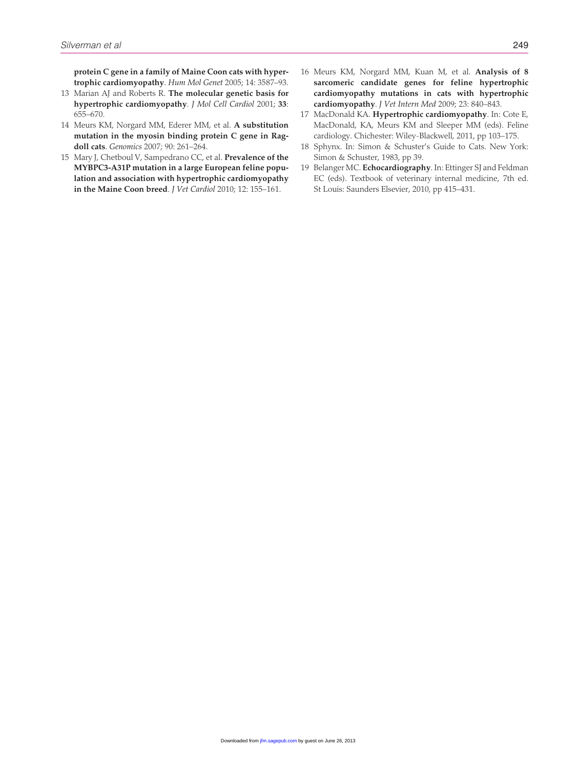protein C gene in a family of Maine Coon cats with hypertrophic cardiomyopathy**. *Hum Mol Genet* 2005; 14: 3587–93.

13 Marian AJ and Roberts R. **The molecular genetic basis for hypertrophic cardiomyopathy**. *J Mol Cell Cardiol* 2001; **33**: 655–670.

14 Meurs KM, Norgard MM, Ederer MM, et al. **A substitution mutation in the myosin binding protein C gene in Ragdoll cats**. *Genomics* 2007; 90: 261–264.

15 Mary J, Chetboul V, Sampedrano CC, et al. **Prevalence of the MYBPC3-A31P mutation in a large European feline population and association with hypertrophic cardiomyopathy in the Maine Coon breed**. *J Vet Cardiol* 2010; 12: 155–161.

16 Meurs KM, Norgard MM, Kuan M, et al. **Analysis of 8 sarcomeric candidate genes for feline hypertrophic cardiomyopathy mutations in cats with hypertrophic cardiomyopathy**. *J Vet Intern Med* 2009; 23: 840–843.

17 MacDonald KA. **Hypertrophic cardiomyopathy**. In: Cote E, MacDonald, KA, Meurs KM and Sleeper MM (eds). Feline cardiology. Chichester: Wiley-Blackwell, 2011, pp 103–175.

18 Sphynx. In: Simon & Schuster's Guide to Cats. New York: Simon & Schuster, 1983, pp 39.

19 Belanger MC. **Echocardiography**. In: Ettinger SJ and Feldman EC (eds). Textbook of veterinary internal medicine, 7th ed. St Louis: Saunders Elsevier, 2010, pp 415–431.